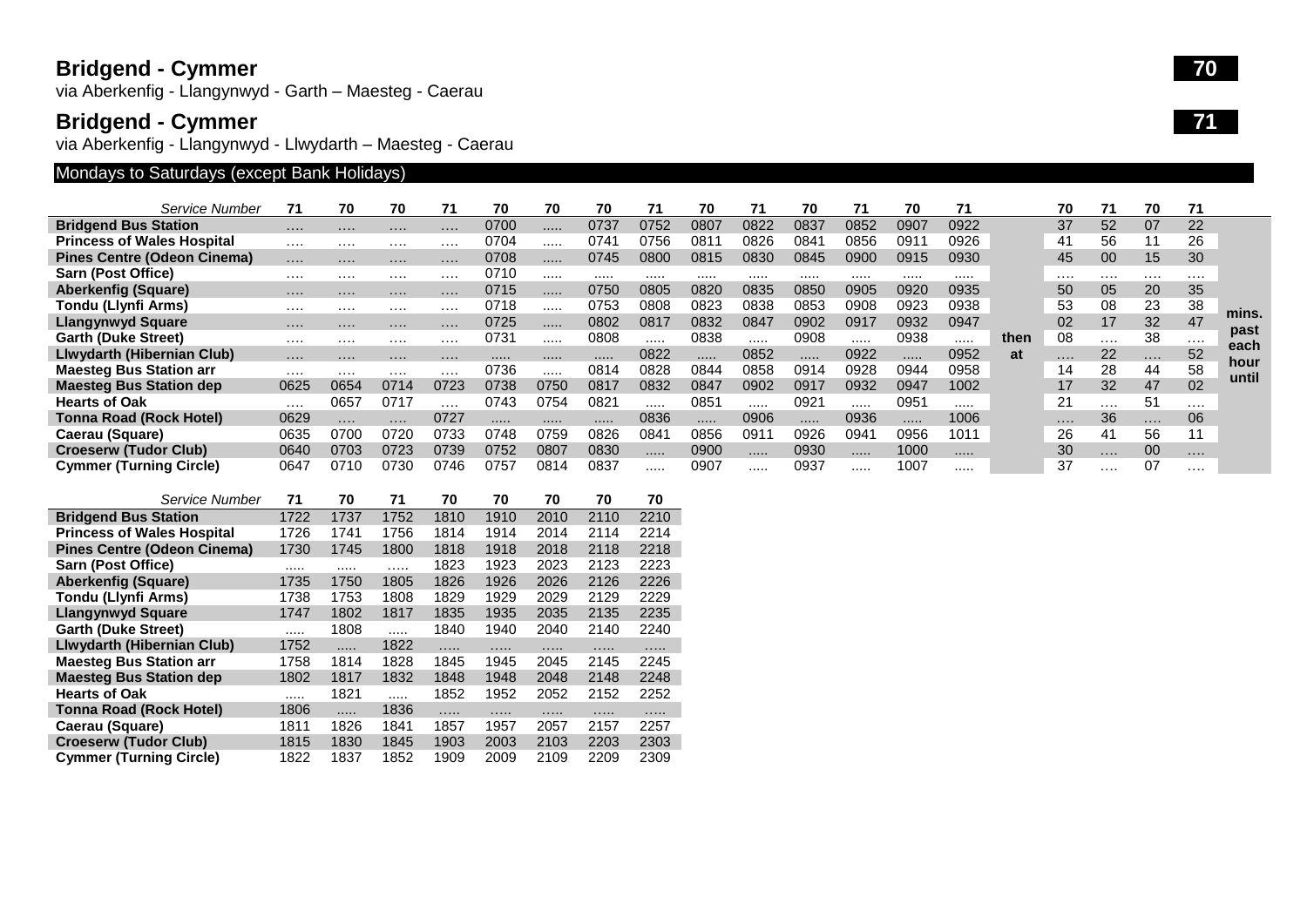# Bridgend - Cymmer

via Aberkenfig - Llangynwyd - Garth – Maesteg - Caerau

**70**

# Bridgend - Cymmer

via Aberkenfig - Llangynwyd - Llwydarth – Maesteg - Caerau

**71**

## Mondays to Saturdays (except Bank Holidays)

| Service Number | 71 | 70 | 70 | 71 | 70 | 70 | 70 | 71 | 70 | 71 | 70 | 71 | 70 | 71 | | 70 | 71 | 70 | 71 | |
|---|---|---|---|---|---|---|---|---|---|---|---|---|---|---|---|---|---|---|---|---|
| **Bridgend Bus Station** | …. | …. | …. | …. | 0700 | ….. | 0737 | 0752 | 0807 | 0822 | 0837 | 0852 | 0907 | 0922 | | 37 | 52 | 07 | 22 | |
| **Princess of Wales Hospital** | …. | …. | …. | …. | 0704 | ….. | 0741 | 0756 | 0811 | 0826 | 0841 | 0856 | 0911 | 0926 | | 41 | 56 | 11 | 26 | |
| **Pines Centre (Odeon Cinema)** | …. | …. | …. | …. | 0708 | ….. | 0745 | 0800 | 0815 | 0830 | 0845 | 0900 | 0915 | 0930 | | 45 | 00 | 15 | 30 | |
| **Sarn (Post Office)** | …. | …. | …. | …. | 0710 | ….. | ….. | ….. | ….. | ….. | ….. | ….. | ….. | ….. | | …. | …. | …. | …. | |
| **Aberkenfig (Square)** | …. | …. | …. | …. | 0715 | ….. | 0750 | 0805 | 0820 | 0835 | 0850 | 0905 | 0920 | 0935 | | 50 | 05 | 20 | 35 | |
| **Tondu (Llynfi Arms)** | …. | …. | …. | …. | 0718 | ….. | 0753 | 0808 | 0823 | 0838 | 0853 | 0908 | 0923 | 0938 | | 53 | 08 | 23 | 38 | mins. |
| **Llangynwyd Square** | …. | …. | …. | …. | 0725 | ….. | 0802 | 0817 | 0832 | 0847 | 0902 | 0917 | 0932 | 0947 | | 02 | 17 | 32 | 47 | past |
| **Garth (Duke Street)** | …. | …. | …. | …. | 0731 | ….. | 0808 | ….. | 0838 | ….. | 0908 | ….. | 0938 | ….. | then | 08 | …. | 38 | …. | each |
| **Llwydarth (Hibernian Club)** | …. | …. | …. | …. | ….. | ….. | ….. | 0822 | ….. | 0852 | ….. | 0922 | ….. | 0952 | at | …. | 22 | …. | 52 | hour |
| **Maesteg Bus Station arr** | …. | …. | …. | …. | 0736 | ….. | 0814 | 0828 | 0844 | 0858 | 0914 | 0928 | 0944 | 0958 | | 14 | 28 | 44 | 58 | until |
| **Maesteg Bus Station dep** | 0625 | 0654 | 0714 | 0723 | 0738 | 0750 | 0817 | 0832 | 0847 | 0902 | 0917 | 0932 | 0947 | 1002 | | 17 | 32 | 47 | 02 | |
| **Hearts of Oak** | …. | 0657 | 0717 | …. | 0743 | 0754 | 0821 | ….. | 0851 | ….. | 0921 | ….. | 0951 | ….. | | 21 | …. | 51 | …. | |
| **Tonna Road (Rock Hotel)** | 0629 | …. | …. | 0727 | ….. | ….. | ….. | 0836 | ….. | 0906 | ….. | 0936 | ….. | 1006 | | …. | 36 | …. | 06 | |
| **Caerau (Square)** | 0635 | 0700 | 0720 | 0733 | 0748 | 0759 | 0826 | 0841 | 0856 | 0911 | 0926 | 0941 | 0956 | 1011 | | 26 | 41 | 56 | 11 | |
| **Croeserw (Tudor Club)** | 0640 | 0703 | 0723 | 0739 | 0752 | 0807 | 0830 | ….. | 0900 | ….. | 0930 | ….. | 1000 | ….. | | 30 | …. | 00 | …. | |
| **Cymmer (Turning Circle)** | 0647 | 0710 | 0730 | 0746 | 0757 | 0814 | 0837 | ….. | 0907 | ….. | 0937 | ….. | 1007 | ….. | | 37 | …. | 07 | …. | |

| Service Number | 71 | 70 | 71 | 70 | 70 | 70 | 70 | 70 |
|---|---|---|---|---|---|---|---|---|
| **Bridgend Bus Station** | 1722 | 1737 | 1752 | 1810 | 1910 | 2010 | 2110 | 2210 |
| **Princess of Wales Hospital** | 1726 | 1741 | 1756 | 1814 | 1914 | 2014 | 2114 | 2214 |
| **Pines Centre (Odeon Cinema)** | 1730 | 1745 | 1800 | 1818 | 1918 | 2018 | 2118 | 2218 |
| **Sarn (Post Office)** | ….. | ….. | ….. | 1823 | 1923 | 2023 | 2123 | 2223 |
| **Aberkenfig (Square)** | 1735 | 1750 | 1805 | 1826 | 1926 | 2026 | 2126 | 2226 |
| **Tondu (Llynfi Arms)** | 1738 | 1753 | 1808 | 1829 | 1929 | 2029 | 2129 | 2229 |
| **Llangynwyd Square** | 1747 | 1802 | 1817 | 1835 | 1935 | 2035 | 2135 | 2235 |
| **Garth (Duke Street)** | ….. | 1808 | ….. | 1840 | 1940 | 2040 | 2140 | 2240 |
| **Llwydarth (Hibernian Club)** | 1752 | ….. | 1822 | ….. | ….. | ….. | ….. | ….. |
| **Maesteg Bus Station arr** | 1758 | 1814 | 1828 | 1845 | 1945 | 2045 | 2145 | 2245 |
| **Maesteg Bus Station dep** | 1802 | 1817 | 1832 | 1848 | 1948 | 2048 | 2148 | 2248 |
| **Hearts of Oak** | ….. | 1821 | ….. | 1852 | 1952 | 2052 | 2152 | 2252 |
| **Tonna Road (Rock Hotel)** | 1806 | ….. | 1836 | ….. | ….. | ….. | ….. | ….. |
| **Caerau (Square)** | 1811 | 1826 | 1841 | 1857 | 1957 | 2057 | 2157 | 2257 |
| **Croeserw (Tudor Club)** | 1815 | 1830 | 1845 | 1903 | 2003 | 2103 | 2203 | 2303 |
| **Cymmer (Turning Circle)** | 1822 | 1837 | 1852 | 1909 | 2009 | 2109 | 2209 | 2309 |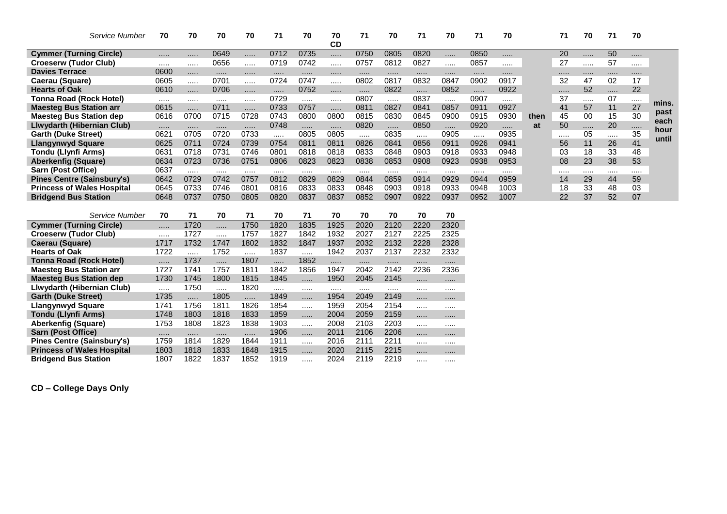| Service Number | 70 | 70 | 70 | 70 | 71 | 70 | 70 CD | 71 | 70 | 71 | 70 | 71 | 70 | | 71 | 70 | 71 | 70 | |
|---|---|---|---|---|---|---|---|---|---|---|---|---|---|---|---|---|---|---|---|
| **Cymmer (Turning Circle)** | ..... | ..... | 0649 | ..... | 0712 | 0735 | ..... | 0750 | 0805 | 0820 | ..... | 0850 | ..... | | 20 | ..... | 50 | ..... | |
| **Croeserw (Tudor Club)** | ..... | ..... | 0656 | ..... | 0719 | 0742 | ..... | 0757 | 0812 | 0827 | ..... | 0857 | ..... | | 27 | ..... | 57 | ..... | |
| **Davies Terrace** | 0600 | ..... | ..... | ..... | ..... | ..... | ..... | ..... | ..... | ..... | ..... | ..... | ..... | | ..... | ..... | ..... | ..... | |
| **Caerau (Square)** | 0605 | ..... | 0701 | ..... | 0724 | 0747 | ..... | 0802 | 0817 | 0832 | 0847 | 0902 | 0917 | | 32 | 47 | 02 | 17 | |
| **Hearts of Oak** | 0610 | ..... | 0706 | ..... | ..... | 0752 | ..... | ..... | 0822 | ..... | 0852 | ..... | 0922 | | ..... | 52 | ..... | 22 | |
| **Tonna Road (Rock Hotel)** | ..... | ..... | ..... | ..... | 0729 | ..... | ..... | 0807 | ..... | 0837 | ..... | 0907 | ..... | | 37 | ..... | 07 | ..... | |
| **Maesteg Bus Station arr** | 0615 | ..... | 0711 | ..... | 0733 | 0757 | ..... | 0811 | 0827 | 0841 | 0857 | 0911 | 0927 | | 41 | 57 | 11 | 27 | **mins.** |
| **Maesteg Bus Station dep** | 0616 | 0700 | 0715 | 0728 | 0743 | 0800 | 0800 | 0815 | 0830 | 0845 | 0900 | 0915 | 0930 | **then** | 45 | 00 | 15 | 30 | **past** |
| **Llwydarth (Hibernian Club)** | ..... | ..... | ..... | ..... | 0748 | ..... | ..... | 0820 | ..... | 0850 | ..... | 0920 | ..... | **at** | 50 | ..... | 20 | ..... | **each** |
| **Garth (Duke Street)** | 0621 | 0705 | 0720 | 0733 | ..... | 0805 | 0805 | ..... | 0835 | ..... | 0905 | ..... | 0935 | | ..... | 05 | ..... | 35 | **hour** |
| **Llangynwyd Square** | 0625 | 0711 | 0724 | 0739 | 0754 | 0811 | 0811 | 0826 | 0841 | 0856 | 0911 | 0926 | 0941 | | 56 | 11 | 26 | 41 | **until** |
| **Tondu (Llynfi Arms)** | 0631 | 0718 | 0731 | 0746 | 0801 | 0818 | 0818 | 0833 | 0848 | 0903 | 0918 | 0933 | 0948 | | 03 | 18 | 33 | 48 | |
| **Aberkenfig (Square)** | 0634 | 0723 | 0736 | 0751 | 0806 | 0823 | 0823 | 0838 | 0853 | 0908 | 0923 | 0938 | 0953 | | 08 | 23 | 38 | 53 | |
| **Sarn (Post Office)** | 0637 | ..... | ..... | ..... | ..... | ..... | ..... | ..... | ..... | ..... | ..... | ..... | ..... | | ..... | ..... | ..... | ..... | |
| **Pines Centre (Sainsbury's)** | 0642 | 0729 | 0742 | 0757 | 0812 | 0829 | 0829 | 0844 | 0859 | 0914 | 0929 | 0944 | 0959 | | 14 | 29 | 44 | 59 | |
| **Princess of Wales Hospital** | 0645 | 0733 | 0746 | 0801 | 0816 | 0833 | 0833 | 0848 | 0903 | 0918 | 0933 | 0948 | 1003 | | 18 | 33 | 48 | 03 | |
| **Bridgend Bus Station** | 0648 | 0737 | 0750 | 0805 | 0820 | 0837 | 0837 | 0852 | 0907 | 0922 | 0937 | 0952 | 1007 | | 22 | 37 | 52 | 07 | |

| Service Number | 70 | 71 | 70 | 71 | 70 | 71 | 70 | 70 | 70 | 70 | 70 |
|---|---|---|---|---|---|---|---|---|---|---|---|
| **Cymmer (Turning Circle)** | ..... | 1720 | ..... | 1750 | 1820 | 1835 | 1925 | 2020 | 2120 | 2220 | 2320 |
| **Croeserw (Tudor Club)** | ..... | 1727 | ..... | 1757 | 1827 | 1842 | 1932 | 2027 | 2127 | 2225 | 2325 |
| **Caerau (Square)** | 1717 | 1732 | 1747 | 1802 | 1832 | 1847 | 1937 | 2032 | 2132 | 2228 | 2328 |
| **Hearts of Oak** | 1722 | ..... | 1752 | ..... | 1837 | ..... | 1942 | 2037 | 2137 | 2232 | 2332 |
| **Tonna Road (Rock Hotel)** | ..... | 1737 | ..... | 1807 | ..... | 1852 | ..... | ..... | ..... | ..... | ..... |
| **Maesteg Bus Station arr** | 1727 | 1741 | 1757 | 1811 | 1842 | 1856 | 1947 | 2042 | 2142 | 2236 | 2336 |
| **Maesteg Bus Station dep** | 1730 | 1745 | 1800 | 1815 | 1845 | ..... | 1950 | 2045 | 2145 | ..... | ..... |
| **Llwydarth (Hibernian Club)** | ..... | 1750 | ..... | 1820 | ..... | ..... | ..... | ..... | ..... | ..... | ..... |
| **Garth (Duke Street)** | 1735 | ..... | 1805 | ..... | 1849 | ..... | 1954 | 2049 | 2149 | ..... | ..... |
| **Llangynwyd Square** | 1741 | 1756 | 1811 | 1826 | 1854 | ..... | 1959 | 2054 | 2154 | ..... | ..... |
| **Tondu (Llynfi Arms)** | 1748 | 1803 | 1818 | 1833 | 1859 | ..... | 2004 | 2059 | 2159 | ..... | ..... |
| **Aberkenfig (Square)** | 1753 | 1808 | 1823 | 1838 | 1903 | ..... | 2008 | 2103 | 2203 | ..... | ..... |
| **Sarn (Post Office)** | ..... | ..... | ..... | ..... | 1906 | ..... | 2011 | 2106 | 2206 | ..... | ..... |
| **Pines Centre (Sainsbury's)** | 1759 | 1814 | 1829 | 1844 | 1911 | ..... | 2016 | 2111 | 2211 | ..... | ..... |
| **Princess of Wales Hospital** | 1803 | 1818 | 1833 | 1848 | 1915 | ..... | 2020 | 2115 | 2215 | ..... | ..... |
| **Bridgend Bus Station** | 1807 | 1822 | 1837 | 1852 | 1919 | ..... | 2024 | 2119 | 2219 | ..... | ..... |

**CD – College Days Only**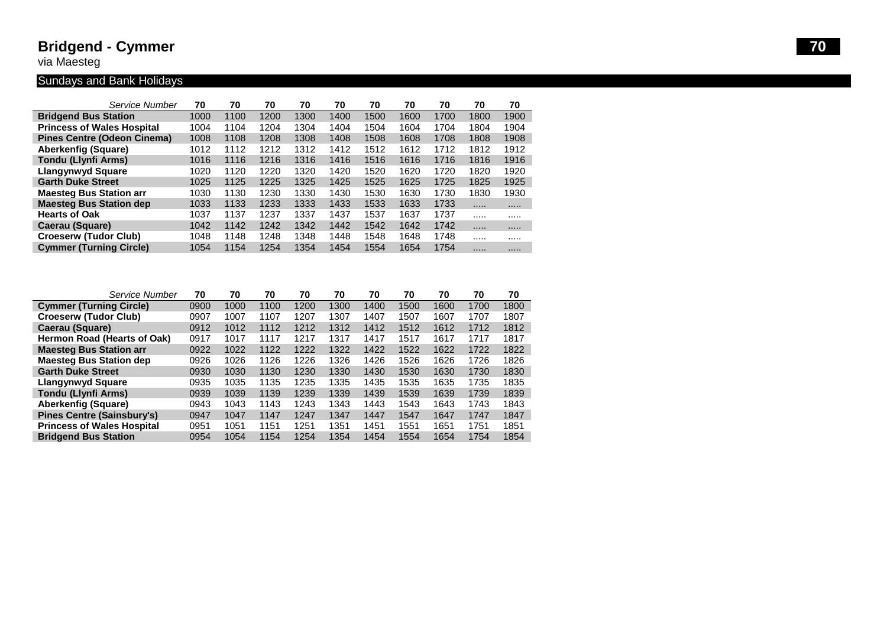# Bridgend - Cymmer

via Maesteg

**70**

## Sundays and Bank Holidays

| *Service Number* | 70 | 70 | 70 | 70 | 70 | 70 | 70 | 70 | 70 | 70 |
|---|---|---|---|---|---|---|---|---|---|---|
| **Bridgend Bus Station** | 1000 | 1100 | 1200 | 1300 | 1400 | 1500 | 1600 | 1700 | 1800 | 1900 |
| **Princess of Wales Hospital** | 1004 | 1104 | 1204 | 1304 | 1404 | 1504 | 1604 | 1704 | 1804 | 1904 |
| **Pines Centre (Odeon Cinema)** | 1008 | 1108 | 1208 | 1308 | 1408 | 1508 | 1608 | 1708 | 1808 | 1908 |
| **Aberkenfig (Square)** | 1012 | 1112 | 1212 | 1312 | 1412 | 1512 | 1612 | 1712 | 1812 | 1912 |
| **Tondu (Llynfi Arms)** | 1016 | 1116 | 1216 | 1316 | 1416 | 1516 | 1616 | 1716 | 1816 | 1916 |
| **Llangynwyd Square** | 1020 | 1120 | 1220 | 1320 | 1420 | 1520 | 1620 | 1720 | 1820 | 1920 |
| **Garth Duke Street** | 1025 | 1125 | 1225 | 1325 | 1425 | 1525 | 1625 | 1725 | 1825 | 1925 |
| **Maesteg Bus Station arr** | 1030 | 1130 | 1230 | 1330 | 1430 | 1530 | 1630 | 1730 | 1830 | 1930 |
| **Maesteg Bus Station dep** | 1033 | 1133 | 1233 | 1333 | 1433 | 1533 | 1633 | 1733 | ..... | ..... |
| **Hearts of Oak** | 1037 | 1137 | 1237 | 1337 | 1437 | 1537 | 1637 | 1737 | ..... | ..... |
| **Caerau (Square)** | 1042 | 1142 | 1242 | 1342 | 1442 | 1542 | 1642 | 1742 | ..... | ..... |
| **Croeserw (Tudor Club)** | 1048 | 1148 | 1248 | 1348 | 1448 | 1548 | 1648 | 1748 | ..... | ..... |
| **Cymmer (Turning Circle)** | 1054 | 1154 | 1254 | 1354 | 1454 | 1554 | 1654 | 1754 | ..... | ..... |

| *Service Number* | 70 | 70 | 70 | 70 | 70 | 70 | 70 | 70 | 70 | 70 |
|---|---|---|---|---|---|---|---|---|---|---|
| **Cymmer (Turning Circle)** | 0900 | 1000 | 1100 | 1200 | 1300 | 1400 | 1500 | 1600 | 1700 | 1800 |
| **Croeserw (Tudor Club)** | 0907 | 1007 | 1107 | 1207 | 1307 | 1407 | 1507 | 1607 | 1707 | 1807 |
| **Caerau (Square)** | 0912 | 1012 | 1112 | 1212 | 1312 | 1412 | 1512 | 1612 | 1712 | 1812 |
| **Hermon Road (Hearts of Oak)** | 0917 | 1017 | 1117 | 1217 | 1317 | 1417 | 1517 | 1617 | 1717 | 1817 |
| **Maesteg Bus Station arr** | 0922 | 1022 | 1122 | 1222 | 1322 | 1422 | 1522 | 1622 | 1722 | 1822 |
| **Maesteg Bus Station dep** | 0926 | 1026 | 1126 | 1226 | 1326 | 1426 | 1526 | 1626 | 1726 | 1826 |
| **Garth Duke Street** | 0930 | 1030 | 1130 | 1230 | 1330 | 1430 | 1530 | 1630 | 1730 | 1830 |
| **Llangynwyd Square** | 0935 | 1035 | 1135 | 1235 | 1335 | 1435 | 1535 | 1635 | 1735 | 1835 |
| **Tondu (Llynfi Arms)** | 0939 | 1039 | 1139 | 1239 | 1339 | 1439 | 1539 | 1639 | 1739 | 1839 |
| **Aberkenfig (Square)** | 0943 | 1043 | 1143 | 1243 | 1343 | 1443 | 1543 | 1643 | 1743 | 1843 |
| **Pines Centre (Sainsbury's)** | 0947 | 1047 | 1147 | 1247 | 1347 | 1447 | 1547 | 1647 | 1747 | 1847 |
| **Princess of Wales Hospital** | 0951 | 1051 | 1151 | 1251 | 1351 | 1451 | 1551 | 1651 | 1751 | 1851 |
| **Bridgend Bus Station** | 0954 | 1054 | 1154 | 1254 | 1354 | 1454 | 1554 | 1654 | 1754 | 1854 |